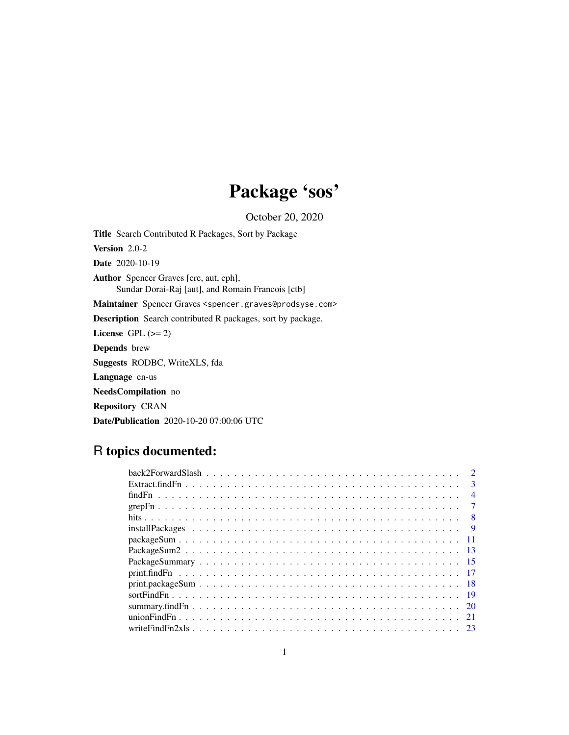# Package 'sos'

October 20, 2020

**Title** Search Contributed R Packages, Sort by Package

**Version** 2.0-2

**Date** 2020-10-19

**Author** Spencer Graves [cre, aut, cph],
Sundar Dorai-Raj [aut], and Romain Francois [ctb]

**Maintainer** Spencer Graves <spencer.graves@prodsyse.com>

**Description** Search contributed R packages, sort by package.

**License** GPL (>= 2)

**Depends** brew

**Suggests** RODBC, WriteXLS, fda

**Language** en-us

**NeedsCompilation** no

**Repository** CRAN

**Date/Publication** 2020-10-20 07:00:06 UTC

## R topics documented:

| | |
|---|---|
| back2ForwardSlash | 2 |
| Extract.findFn | 3 |
| findFn | 4 |
| grepFn | 7 |
| hits | 8 |
| installPackages | 9 |
| packageSum | 11 |
| PackageSum2 | 13 |
| PackageSummary | 15 |
| print.findFn | 17 |
| print.packageSum | 18 |
| sortFindFn | 19 |
| summary.findFn | 20 |
| unionFindFn | 21 |
| writeFindFn2xls | 23 |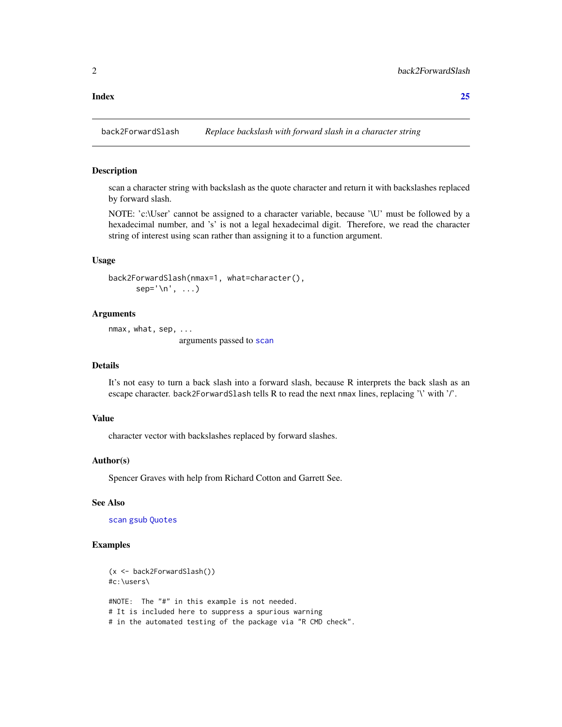**Index** **25**

---

`back2ForwardSlash` *Replace backslash with forward slash in a character string*

---

### Description

scan a character string with backslash as the quote character and return it with backslashes replaced by forward slash.

NOTE: 'c:\User' cannot be assigned to a character variable, because '\U' must be followed by a hexadecimal number, and 's' is not a legal hexadecimal digit. Therefore, we read the character string of interest using scan rather than assigning it to a function argument.

### Usage

```
back2ForwardSlash(nmax=1, what=character(),
      sep='\n', ...)
```

### Arguments

`nmax, what, sep, ...`
: arguments passed to `scan`

### Details

It's not easy to turn a back slash into a forward slash, because R interprets the back slash as an escape character. `back2ForwardSlash` tells R to read the next `nmax` lines, replacing '\' with '/'.

### Value

character vector with backslashes replaced by forward slashes.

### Author(s)

Spencer Graves with help from Richard Cotton and Garrett See.

### See Also

`scan` `gsub` `Quotes`

### Examples

```
(x <- back2ForwardSlash())
#c:\users\

#NOTE:  The "#" in this example is not needed.
# It is included here to suppress a spurious warning
# in the automated testing of the package via "R CMD check".
```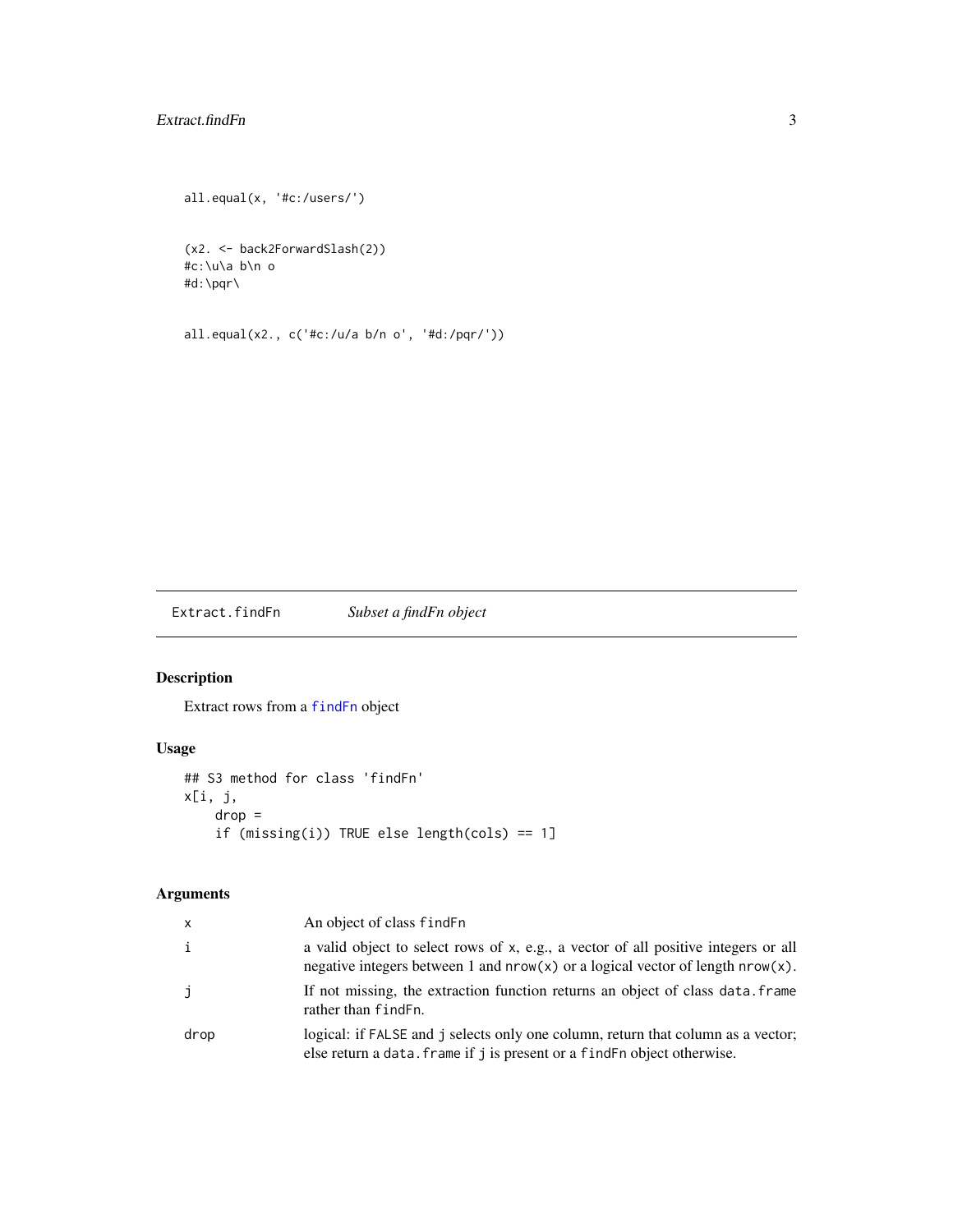```
all.equal(x, '#c:/users/')


(x2. <- back2ForwardSlash(2))
#c:\u\a b\n o
#d:\pqr\


all.equal(x2., c('#c:/u/a b/n o', '#d:/pqr/'))
```

## Extract.findFn    *Subset a findFn object*

### Description

Extract rows from a findFn object

### Usage

```
## S3 method for class 'findFn'
x[i, j,
    drop =
    if (missing(i)) TRUE else length(cols) == 1]
```

### Arguments

| | |
|---|---|
| x | An object of class findFn |
| i | a valid object to select rows of x, e.g., a vector of all positive integers or all negative integers between 1 and nrow(x) or a logical vector of length nrow(x). |
| j | If not missing, the extraction function returns an object of class data.frame rather than findFn. |
| drop | logical: if FALSE and j selects only one column, return that column as a vector; else return a data.frame if j is present or a findFn object otherwise. |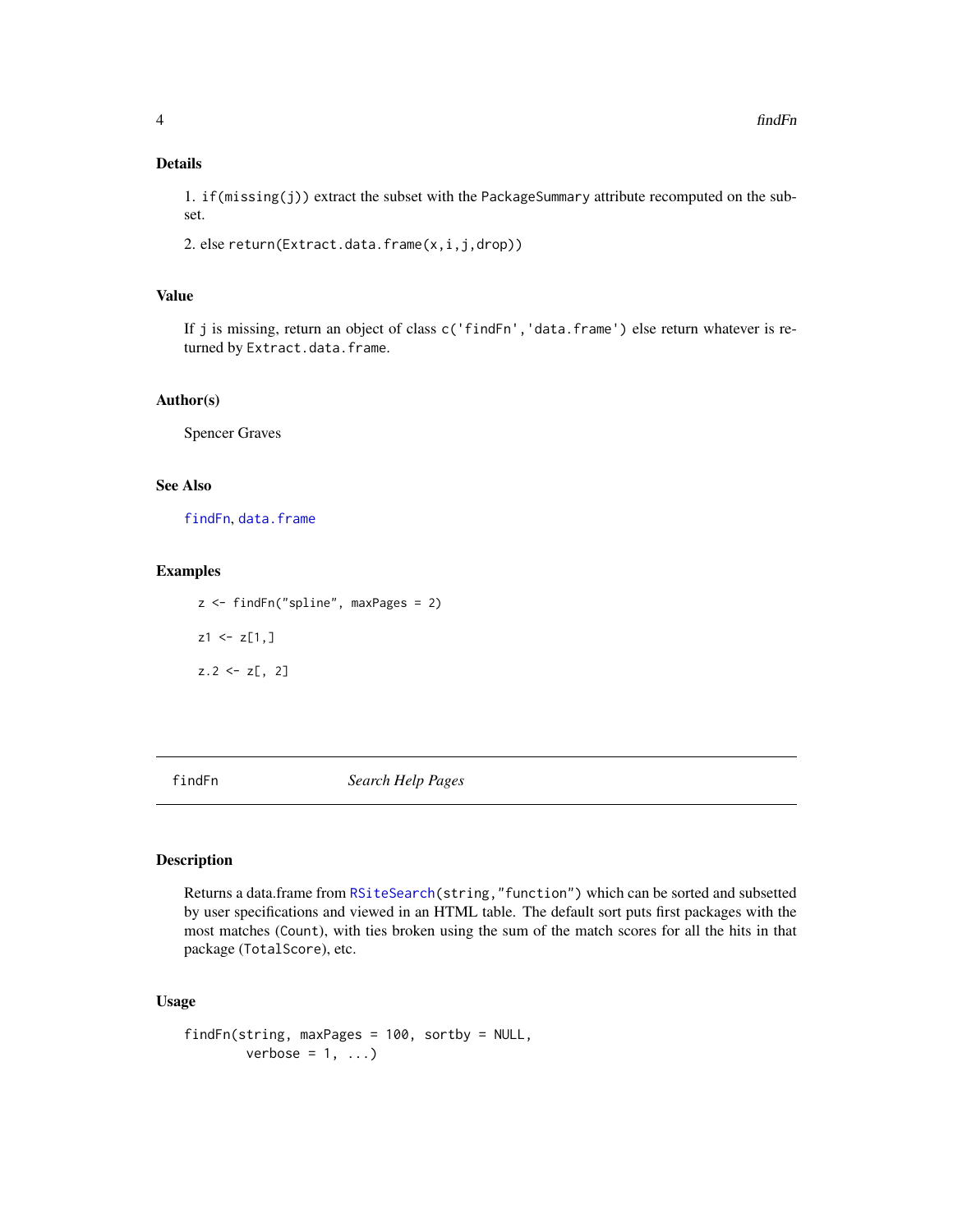### Details

1. `if(missing(j))` extract the subset with the `PackageSummary` attribute recomputed on the subset.

2. else `return(Extract.data.frame(x,i,j,drop))`

### Value

If `j` is missing, return an object of class `c('findFn','data.frame')` else return whatever is returned by `Extract.data.frame`.

### Author(s)

Spencer Graves

### See Also

`findFn`, `data.frame`

### Examples

```
z <- findFn("spline", maxPages = 2)

z1 <- z[1,]

z.2 <- z[, 2]
```

---

## findFn — *Search Help Pages*

### Description

Returns a data.frame from `RSiteSearch(string,"function")` which can be sorted and subsetted by user specifications and viewed in an HTML table. The default sort puts first packages with the most matches (`Count`), with ties broken using the sum of the match scores for all the hits in that package (`TotalScore`), etc.

### Usage

```
findFn(string, maxPages = 100, sortby = NULL,
       verbose = 1, ...)
```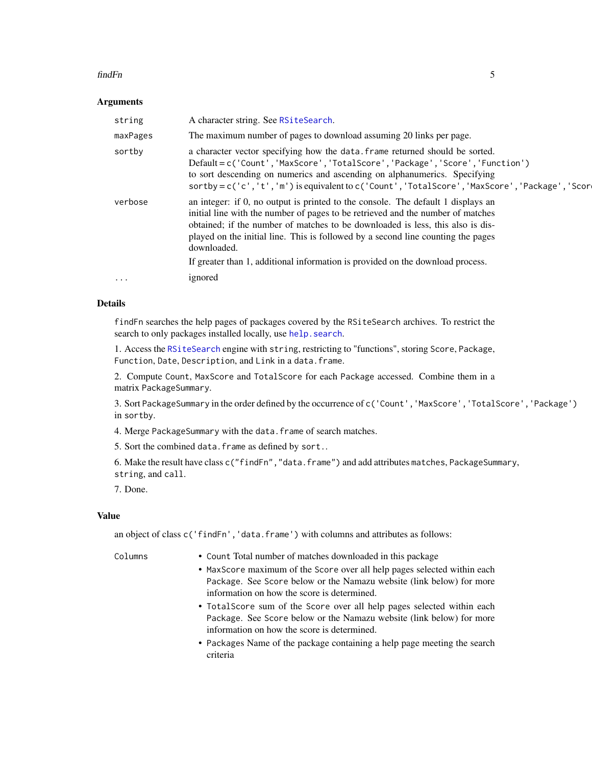### Arguments

| | |
|---|---|
| `string` | A character string. See `RSiteSearch`. |
| `maxPages` | The maximum number of pages to download assuming 20 links per page. |
| `sortby` | a character vector specifying how the `data.frame` returned should be sorted. Default = `c('Count','MaxScore','TotalScore','Package','Score','Function')` to sort descending on numerics and ascending on alphanumerics. Specifying `sortby = c('c','t','m')` is equivalent to `c('Count','TotalScore','MaxScore','Package','Scor` |
| `verbose` | an integer: if 0, no output is printed to the console. The default 1 displays an initial line with the number of pages to be retrieved and the number of matches obtained; if the number of matches to be downloaded is less, this also is displayed on the initial line. This is followed by a second line counting the pages downloaded.<br><br>If greater than 1, additional information is provided on the download process. |
| `...` | ignored |

### Details

`findFn` searches the help pages of packages covered by the `RSiteSearch` archives. To restrict the search to only packages installed locally, use `help.search`.

1. Access the `RSiteSearch` engine with `string`, restricting to "functions", storing `Score`, `Package`, `Function`, `Date`, `Description`, and `Link` in a `data.frame`.

2. Compute `Count`, `MaxScore` and `TotalScore` for each `Package` accessed. Combine them in a matrix `PackageSummary`.

3. Sort `PackageSummary` in the order defined by the occurrence of `c('Count','MaxScore','TotalScore','Package')` in `sortby`.

4. Merge `PackageSummary` with the `data.frame` of search matches.

5. Sort the combined `data.frame` as defined by `sort.`.

6. Make the result have class `c("findFn","data.frame")` and add attributes `matches`, `PackageSummary`, `string`, and `call`.

7. Done.

### Value

an object of class `c('findFn','data.frame')` with columns and attributes as follows:

`Columns`

- `Count` Total number of matches downloaded in this package
- `MaxScore` maximum of the `Score` over all help pages selected within each `Package`. See `Score` below or the Namazu website (link below) for more information on how the score is determined.
- `TotalScore` sum of the `Score` over all help pages selected within each `Package`. See `Score` below or the Namazu website (link below) for more information on how the score is determined.
- `Packages` Name of the package containing a help page meeting the search criteria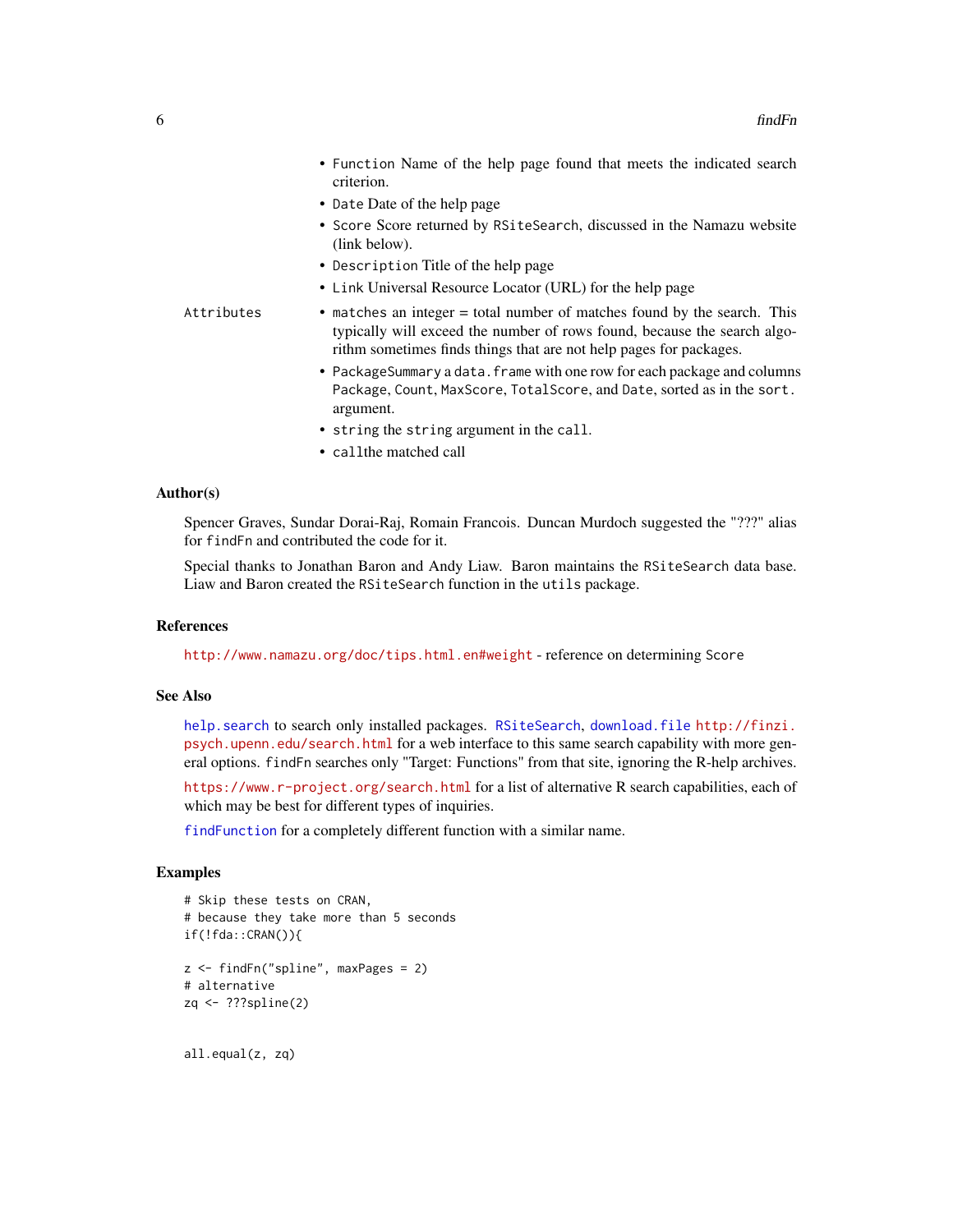- `Function` Name of the help page found that meets the indicated search criterion.
- `Date` Date of the help page
- `Score` Score returned by `RSiteSearch`, discussed in the Namazu website (link below).
- `Description` Title of the help page
- `Link` Universal Resource Locator (URL) for the help page

Attributes

- `matches` an integer = total number of matches found by the search. This typically will exceed the number of rows found, because the search algorithm sometimes finds things that are not help pages for packages.
- `PackageSummary` a `data.frame` with one row for each package and columns `Package`, `Count`, `MaxScore`, `TotalScore`, and `Date`, sorted as in the `sort.` argument.
- `string` the `string` argument in the `call`.
- `call`the matched call

### Author(s)

Spencer Graves, Sundar Dorai-Raj, Romain Francois. Duncan Murdoch suggested the "???" alias for `findFn` and contributed the code for it.

Special thanks to Jonathan Baron and Andy Liaw. Baron maintains the `RSiteSearch` data base. Liaw and Baron created the `RSiteSearch` function in the `utils` package.

### References

`http://www.namazu.org/doc/tips.html.en#weight` - reference on determining `Score`

### See Also

`help.search` to search only installed packages. `RSiteSearch`, `download.file` `http://finzi.psych.upenn.edu/search.html` for a web interface to this same search capability with more general options. `findFn` searches only "Target: Functions" from that site, ignoring the R-help archives.

`https://www.r-project.org/search.html` for a list of alternative R search capabilities, each of which may be best for different types of inquiries.

`findFunction` for a completely different function with a similar name.

### Examples

```
# Skip these tests on CRAN,
# because they take more than 5 seconds
if(!fda::CRAN()){

z <- findFn("spline", maxPages = 2)
# alternative
zq <- ???spline(2)


all.equal(z, zq)
```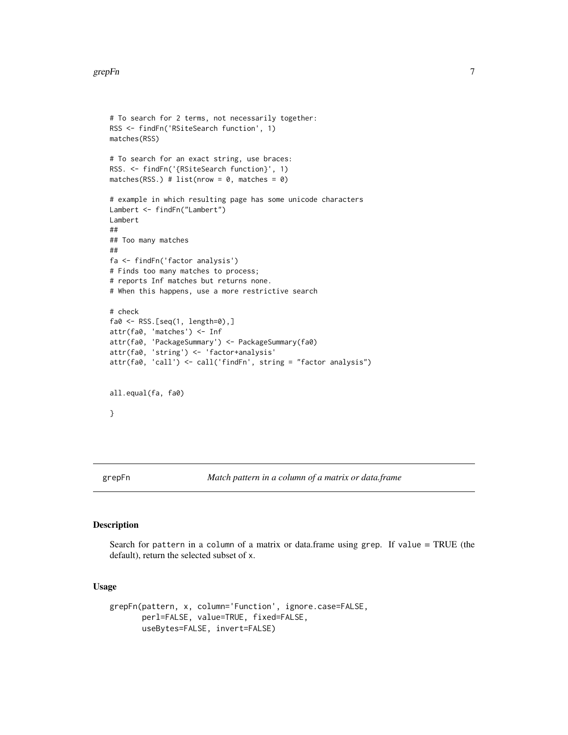```
# To search for 2 terms, not necessarily together:
RSS <- findFn('RSiteSearch function', 1)
matches(RSS)

# To search for an exact string, use braces:
RSS. <- findFn('{RSiteSearch function}', 1)
matches(RSS.) # list(nrow = 0, matches = 0)

# example in which resulting page has some unicode characters
Lambert <- findFn("Lambert")
Lambert
##
## Too many matches
##
fa <- findFn('factor analysis')
# Finds too many matches to process;
# reports Inf matches but returns none.
# When this happens, use a more restrictive search

# check
fa0 <- RSS.[seq(1, length=0),]
attr(fa0, 'matches') <- Inf
attr(fa0, 'PackageSummary') <- PackageSummary(fa0)
attr(fa0, 'string') <- 'factor+analysis'
attr(fa0, 'call') <- call('findFn', string = "factor analysis")


all.equal(fa, fa0)

}
```

---

## grepFn — *Match pattern in a column of a matrix or data.frame*

### Description

Search for pattern in a column of a matrix or data.frame using grep. If value = TRUE (the default), return the selected subset of x.

### Usage

```
grepFn(pattern, x, column='Function', ignore.case=FALSE,
       perl=FALSE, value=TRUE, fixed=FALSE,
       useBytes=FALSE, invert=FALSE)
```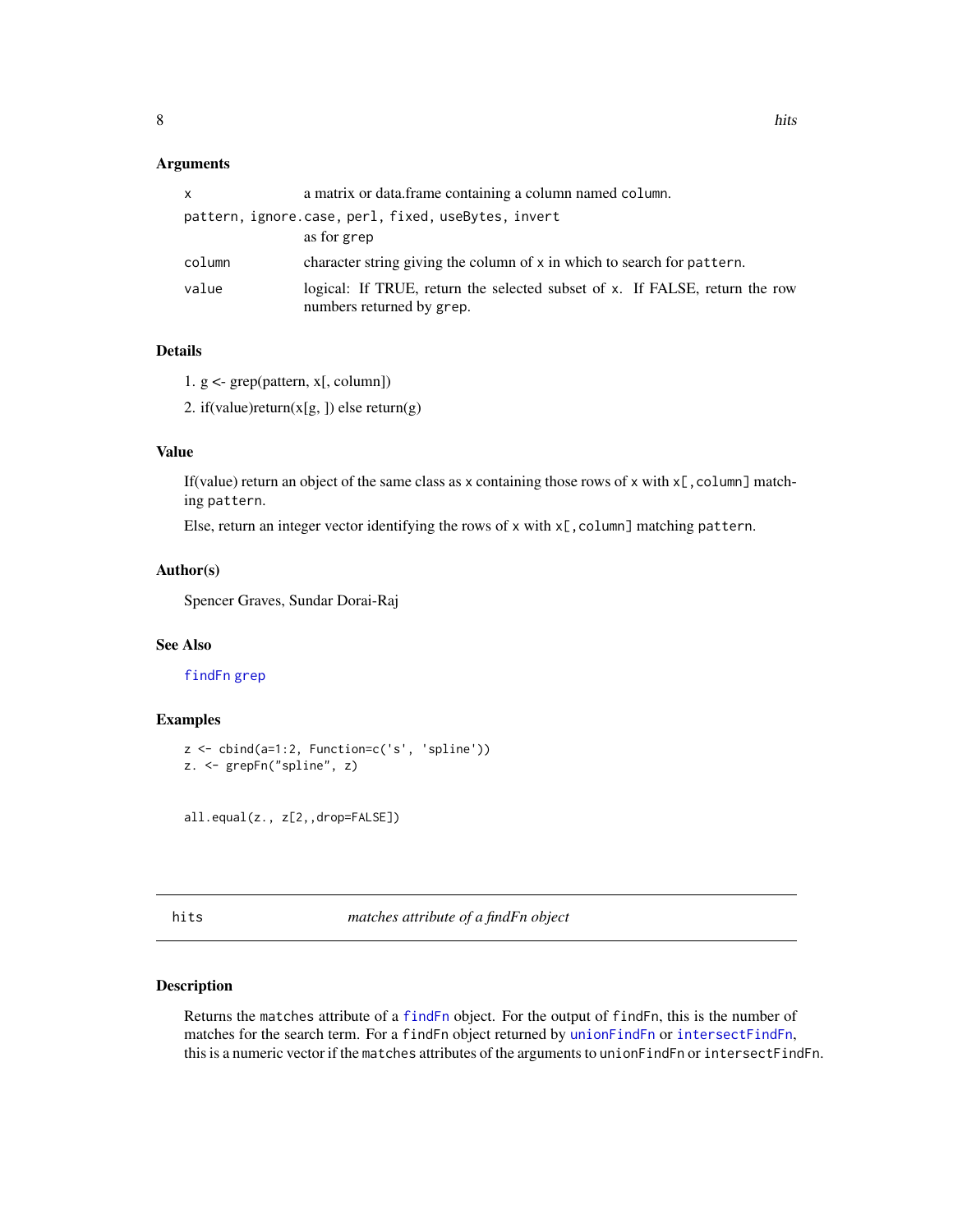### Arguments

| | |
|---|---|
| `x` | a matrix or data.frame containing a column named `column`. |
| `pattern, ignore.case, perl, fixed, useBytes, invert` | as for `grep` |
| `column` | character string giving the column of `x` in which to search for `pattern`. |
| `value` | logical: If TRUE, return the selected subset of `x`. If FALSE, return the row numbers returned by `grep`. |

### Details

1. g <- grep(pattern, x[, column])
2. if(value)return(x[g, ]) else return(g)

### Value

If(value) return an object of the same class as `x` containing those rows of `x` with `x[,column]` matching `pattern`.

Else, return an integer vector identifying the rows of `x` with `x[,column]` matching `pattern`.

### Author(s)

Spencer Graves, Sundar Dorai-Raj

### See Also

`findFn` `grep`

### Examples

```
z <- cbind(a=1:2, Function=c('s', 'spline'))
z. <- grepFn("spline", z)


all.equal(z., z[2,,drop=FALSE])
```

---

## `hits` *matches attribute of a findFn object*

---

### Description

Returns the `matches` attribute of a `findFn` object. For the output of `findFn`, this is the number of matches for the search term. For a `findFn` object returned by `unionFindFn` or `intersectFindFn`, this is a numeric vector if the `matches` attributes of the arguments to `unionFindFn` or `intersectFindFn`.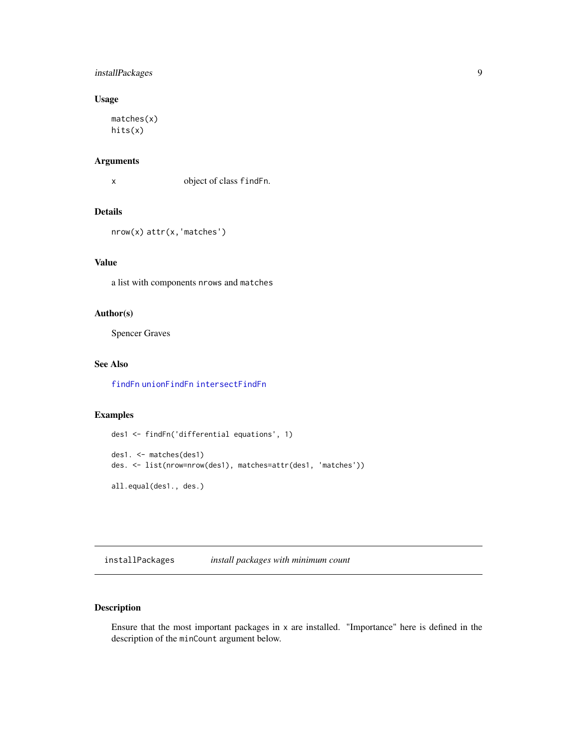### Usage

```
matches(x)
hits(x)
```

### Arguments

| | |
|---|---|
| x | object of class `findFn`. |

### Details

`nrow(x) attr(x,'matches')`

### Value

a list with components `nrows` and `matches`

### Author(s)

Spencer Graves

### See Also

`findFn` `unionFindFn` `intersectFindFn`

### Examples

```
des1 <- findFn('differential equations', 1)

des1. <- matches(des1)
des. <- list(nrow=nrow(des1), matches=attr(des1, 'matches'))

all.equal(des1., des.)
```

---

## installPackages *install packages with minimum count*

---

### Description

Ensure that the most important packages in `x` are installed. "Importance" here is defined in the description of the `minCount` argument below.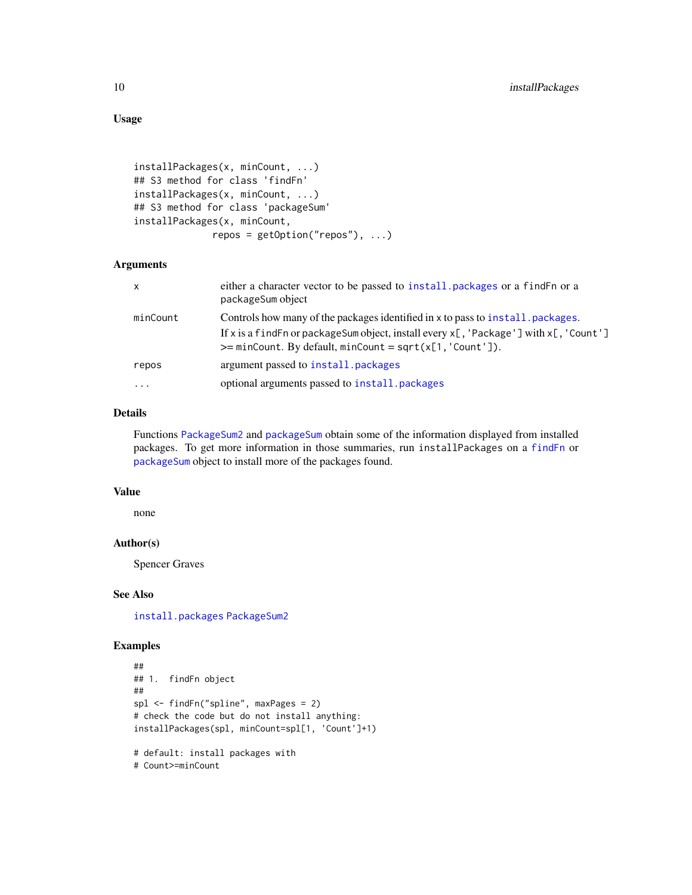### Usage

```
installPackages(x, minCount, ...)
## S3 method for class 'findFn'
installPackages(x, minCount, ...)
## S3 method for class 'packageSum'
installPackages(x, minCount,
                repos = getOption("repos"), ...)
```

### Arguments

| | |
|---|---|
| `x` | either a character vector to be passed to `install.packages` or a `findFn` or a packageSum object |
| `minCount` | Controls how many of the packages identified in `x` to pass to `install.packages`. If `x` is a `findFn` or `packageSum` object, install every `x[,'Package']` with `x[,'Count']` >= `minCount`. By default, `minCount = sqrt(x[1,'Count'])`. |
| `repos` | argument passed to `install.packages` |
| `...` | optional arguments passed to `install.packages` |

### Details

Functions `PackageSum2` and `packageSum` obtain some of the information displayed from installed packages. To get more information in those summaries, run `installPackages` on a `findFn` or `packageSum` object to install more of the packages found.

### Value

none

### Author(s)

Spencer Graves

### See Also

`install.packages` `PackageSum2`

### Examples

```
##
## 1.  findFn object
##
spl <- findFn("spline", maxPages = 2)
# check the code but do not install anything:
installPackages(spl, minCount=spl[1, 'Count']+1)

# default: install packages with
# Count>=minCount
```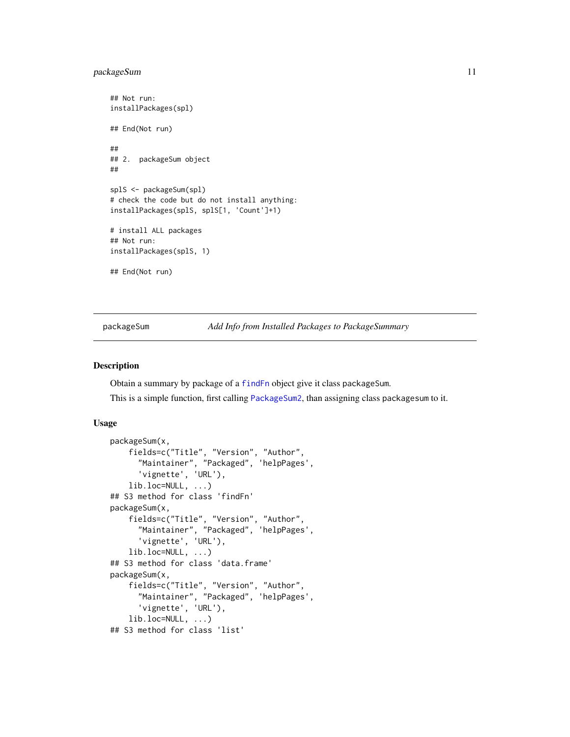```
## Not run:
installPackages(spl)

## End(Not run)

##
## 2.  packageSum object
##

splS <- packageSum(spl)
# check the code but do not install anything:
installPackages(splS, splS[1, 'Count']+1)

# install ALL packages
## Not run:
installPackages(splS, 1)

## End(Not run)
```

---

packageSum &nbsp;&nbsp;&nbsp;&nbsp; *Add Info from Installed Packages to PackageSummary*

---

### Description

Obtain a summary by package of a `findFn` object give it class packageSum.

This is a simple function, first calling `PackageSum2`, than assigning class packagesum to it.

### Usage

```
packageSum(x,
    fields=c("Title", "Version", "Author",
      "Maintainer", "Packaged", 'helpPages',
      'vignette', 'URL'),
    lib.loc=NULL, ...)
## S3 method for class 'findFn'
packageSum(x,
    fields=c("Title", "Version", "Author",
      "Maintainer", "Packaged", 'helpPages',
      'vignette', 'URL'),
    lib.loc=NULL, ...)
## S3 method for class 'data.frame'
packageSum(x,
    fields=c("Title", "Version", "Author",
      "Maintainer", "Packaged", 'helpPages',
      'vignette', 'URL'),
    lib.loc=NULL, ...)
## S3 method for class 'list'
```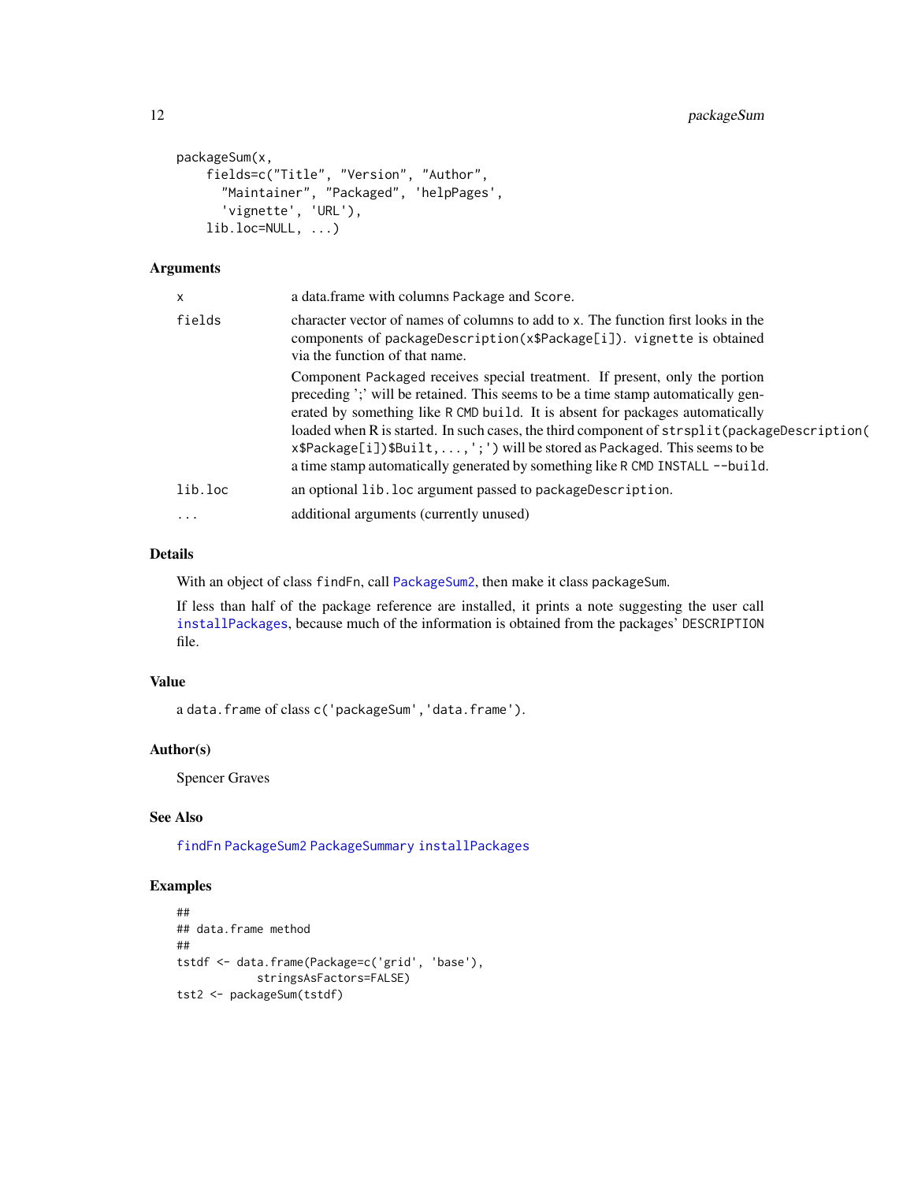```
packageSum(x,
    fields=c("Title", "Version", "Author",
      "Maintainer", "Packaged", 'helpPages',
      'vignette', 'URL'),
    lib.loc=NULL, ...)
```

### Arguments

- `x` — a data.frame with columns `Package` and `Score`.
- `fields` — character vector of names of columns to add to `x`. The function first looks in the components of `packageDescription(x$Package[i])`. `vignette` is obtained via the function of that name.

  Component `Packaged` receives special treatment. If present, only the portion preceding ';' will be retained. This seems to be a time stamp automatically generated by something like `R CMD build`. It is absent for packages automatically loaded when R is started. In such cases, the third component of `strsplit(packageDescription(x$Package[i])$Built,...,';')` will be stored as `Packaged`. This seems to be a time stamp automatically generated by something like `R CMD INSTALL --build`.
- `lib.loc` — an optional `lib.loc` argument passed to `packageDescription`.
- `...` — additional arguments (currently unused)

### Details

With an object of class `findFn`, call `PackageSum2`, then make it class `packageSum`.

If less than half of the package reference are installed, it prints a note suggesting the user call `installPackages`, because much of the information is obtained from the packages' `DESCRIPTION` file.

### Value

a `data.frame` of class `c('packageSum','data.frame')`.

### Author(s)

Spencer Graves

### See Also

`findFn` `PackageSum2` `PackageSummary` `installPackages`

### Examples

```
##
## data.frame method
##
tstdf <- data.frame(Package=c('grid', 'base'),
            stringsAsFactors=FALSE)
tst2 <- packageSum(tstdf)
```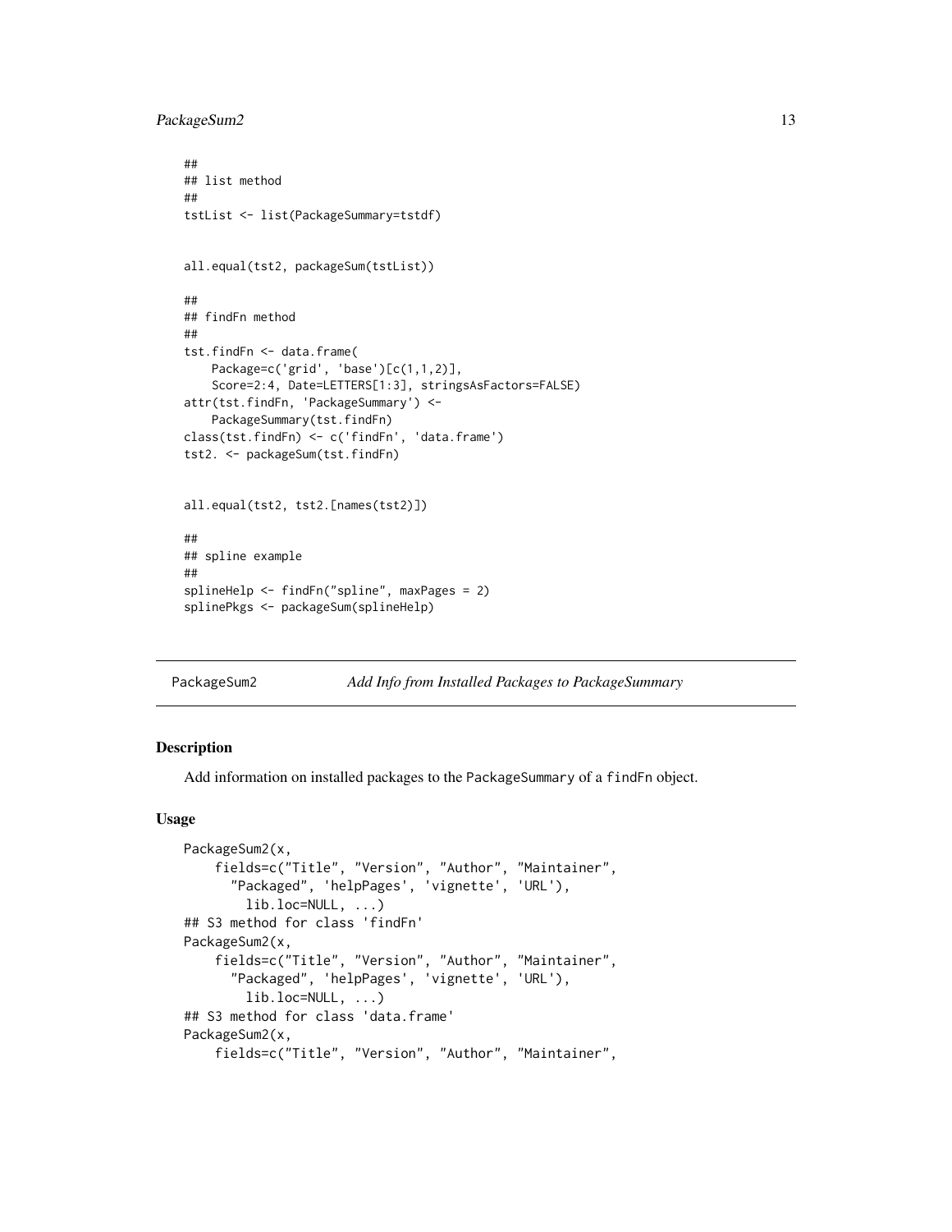```
##
## list method
##
tstList <- list(PackageSummary=tstdf)


all.equal(tst2, packageSum(tstList))

##
## findFn method
##
tst.findFn <- data.frame(
    Package=c('grid', 'base')[c(1,1,2)],
    Score=2:4, Date=LETTERS[1:3], stringsAsFactors=FALSE)
attr(tst.findFn, 'PackageSummary') <-
    PackageSummary(tst.findFn)
class(tst.findFn) <- c('findFn', 'data.frame')
tst2. <- packageSum(tst.findFn)


all.equal(tst2, tst2.[names(tst2)])

##
## spline example
##
splineHelp <- findFn("spline", maxPages = 2)
splinePkgs <- packageSum(splineHelp)
```

---

`PackageSum2` *Add Info from Installed Packages to PackageSummary*

---

## Description

Add information on installed packages to the `PackageSummary` of a `findFn` object.

## Usage

```
PackageSum2(x,
    fields=c("Title", "Version", "Author", "Maintainer",
      "Packaged", 'helpPages', 'vignette', 'URL'),
        lib.loc=NULL, ...)
## S3 method for class 'findFn'
PackageSum2(x,
    fields=c("Title", "Version", "Author", "Maintainer",
      "Packaged", 'helpPages', 'vignette', 'URL'),
        lib.loc=NULL, ...)
## S3 method for class 'data.frame'
PackageSum2(x,
    fields=c("Title", "Version", "Author", "Maintainer",
```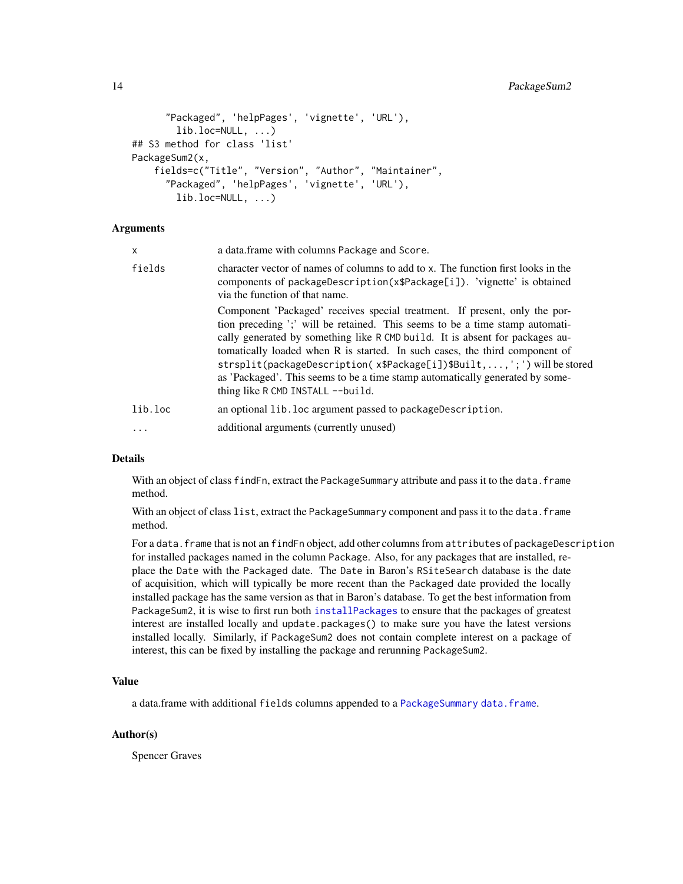```
      "Packaged", 'helpPages', 'vignette', 'URL'),
        lib.loc=NULL, ...)
## S3 method for class 'list'
PackageSum2(x,
    fields=c("Title", "Version", "Author", "Maintainer",
      "Packaged", 'helpPages', 'vignette', 'URL'),
        lib.loc=NULL, ...)
```

### Arguments

| | |
|---|---|
| `x` | a data.frame with columns `Package` and `Score`. |
| `fields` | character vector of names of columns to add to `x`. The function first looks in the components of `packageDescription(x$Package[i])`. 'vignette' is obtained via the function of that name.<br><br>Component 'Packaged' receives special treatment. If present, only the portion preceding ';' will be retained. This seems to be a time stamp automatically generated by something like `R CMD build`. It is absent for packages automatically loaded when R is started. In such cases, the third component of `strsplit(packageDescription( x$Package[i])$Built,...,';')` will be stored as 'Packaged'. This seems to be a time stamp automatically generated by something like `R CMD INSTALL --build`. |
| `lib.loc` | an optional `lib.loc` argument passed to `packageDescription`. |
| `...` | additional arguments (currently unused) |

### Details

With an object of class `findFn`, extract the `PackageSummary` attribute and pass it to the `data.frame` method.

With an object of class `list`, extract the `PackageSummary` component and pass it to the `data.frame` method.

For a `data.frame` that is not an `findFn` object, add other columns from `attributes` of `packageDescription` for installed packages named in the column `Package`. Also, for any packages that are installed, replace the `Date` with the `Packaged` date. The `Date` in Baron's `RSiteSearch` database is the date of acquisition, which will typically be more recent than the `Packaged` date provided the locally installed package has the same version as that in Baron's database. To get the best information from `PackageSum2`, it is wise to first run both `installPackages` to ensure that the packages of greatest interest are installed locally and `update.packages()` to make sure you have the latest versions installed locally. Similarly, if `PackageSum2` does not contain complete interest on a package of interest, this can be fixed by installing the package and rerunning `PackageSum2`.

### Value

a data.frame with additional `fields` columns appended to a `PackageSummary` `data.frame`.

### Author(s)

Spencer Graves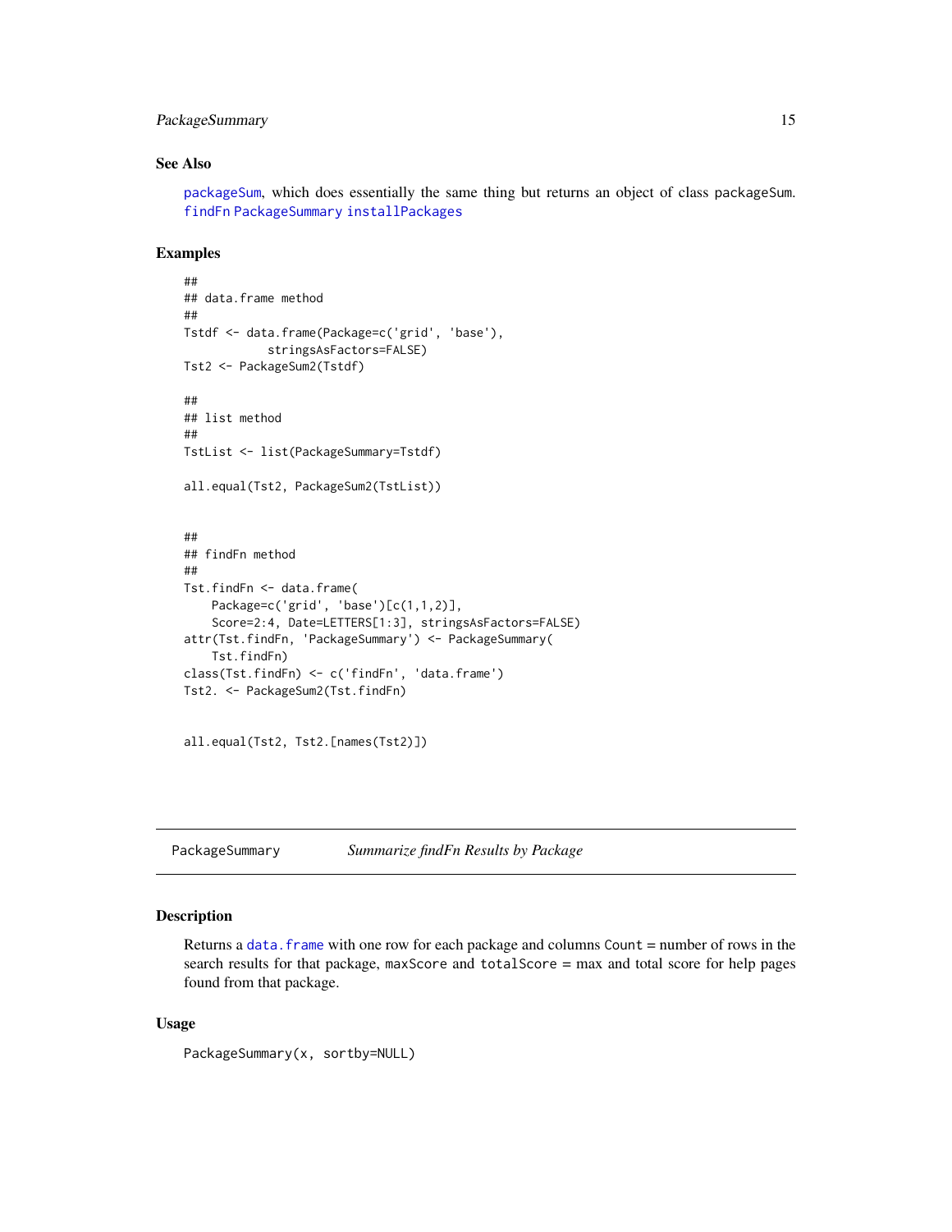## See Also

packageSum, which does essentially the same thing but returns an object of class packageSum. findFn PackageSummary installPackages

## Examples

```
##
## data.frame method
##
Tstdf <- data.frame(Package=c('grid', 'base'),
            stringsAsFactors=FALSE)
Tst2 <- PackageSum2(Tstdf)

##
## list method
##
TstList <- list(PackageSummary=Tstdf)

all.equal(Tst2, PackageSum2(TstList))


##
## findFn method
##
Tst.findFn <- data.frame(
    Package=c('grid', 'base')[c(1,1,2)],
    Score=2:4, Date=LETTERS[1:3], stringsAsFactors=FALSE)
attr(Tst.findFn, 'PackageSummary') <- PackageSummary(
    Tst.findFn)
class(Tst.findFn) <- c('findFn', 'data.frame')
Tst2. <- PackageSum2(Tst.findFn)


all.equal(Tst2, Tst2.[names(Tst2)])
```

---

# PackageSummary    *Summarize findFn Results by Package*

## Description

Returns a data.frame with one row for each package and columns Count = number of rows in the search results for that package, maxScore and totalScore = max and total score for help pages found from that package.

## Usage

```
PackageSummary(x, sortby=NULL)
```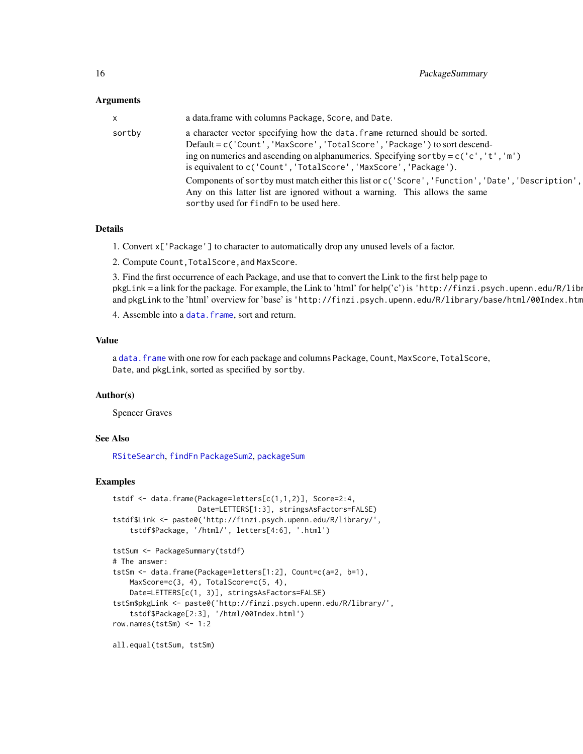### Arguments

x    a data.frame with columns Package, Score, and Date.

sortby    a character vector specifying how the data.frame returned should be sorted. Default = c('Count','MaxScore','TotalScore','Package') to sort descending on numerics and ascending on alphanumerics. Specifying sortby = c('c','t','m') is equivalent to c('Count','TotalScore','MaxScore','Package').

Components of sortby must match either this list or c('Score','Function','Date','Description', Any on this latter list are ignored without a warning. This allows the same sortby used for findFn to be used here.

### Details

1. Convert x['Package'] to character to automatically drop any unused levels of a factor.
2. Compute Count,TotalScore,and MaxScore.
3. Find the first occurrence of each Package, and use that to convert the Link to the first help page to pkgLink = a link for the package. For example, the Link to 'html' for help('c') is 'http://finzi.psych.upenn.edu/R/libr and pkgLink to the 'html' overview for 'base' is 'http://finzi.psych.upenn.edu/R/library/base/html/00Index.htm
4. Assemble into a data.frame, sort and return.

### Value

a data.frame with one row for each package and columns Package, Count, MaxScore, TotalScore, Date, and pkgLink, sorted as specified by sortby.

### Author(s)

Spencer Graves

### See Also

RSiteSearch, findFn PackageSum2, packageSum

### Examples

```
tstdf <- data.frame(Package=letters[c(1,1,2)], Score=2:4,
                    Date=LETTERS[1:3], stringsAsFactors=FALSE)
tstdf$Link <- paste0('http://finzi.psych.upenn.edu/R/library/',
    tstdf$Package, '/html/', letters[4:6], '.html')

tstSum <- PackageSummary(tstdf)
# The answer:
tstSm <- data.frame(Package=letters[1:2], Count=c(a=2, b=1),
    MaxScore=c(3, 4), TotalScore=c(5, 4),
    Date=LETTERS[c(1, 3)], stringsAsFactors=FALSE)
tstSm$pkgLink <- paste0('http://finzi.psych.upenn.edu/R/library/',
    tstdf$Package[2:3], '/html/00Index.html')
row.names(tstSm) <- 1:2

all.equal(tstSum, tstSm)
```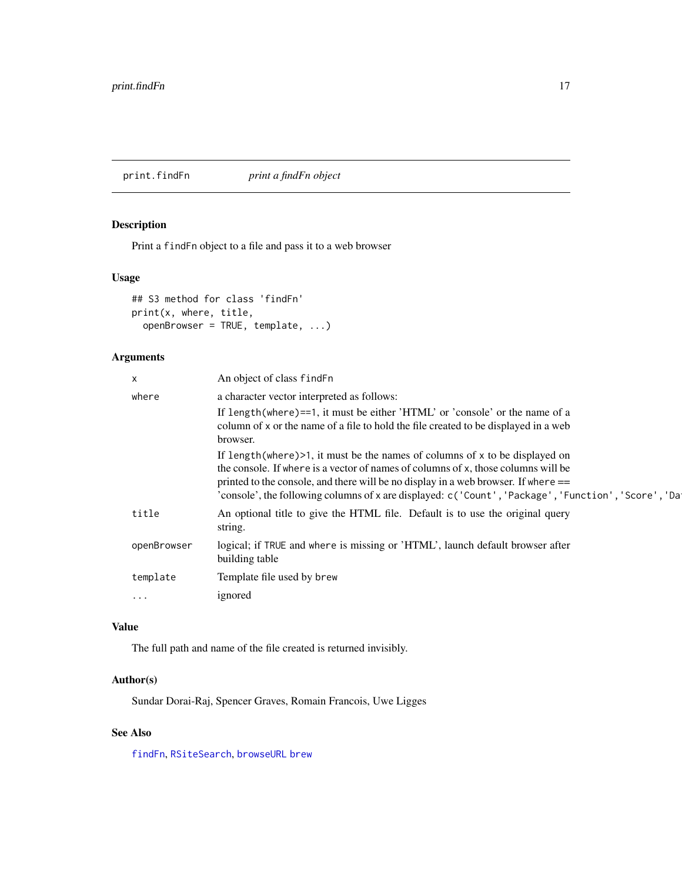print.findFn *print a findFn object*

## Description

Print a `findFn` object to a file and pass it to a web browser

## Usage

```
## S3 method for class 'findFn'
print(x, where, title,
  openBrowser = TRUE, template, ...)
```

## Arguments

| | |
|---|---|
| `x` | An object of class `findFn` |
| `where` | a character vector interpreted as follows: If `length(where)==1`, it must be either 'HTML' or 'console' or the name of a column of `x` or the name of a file to hold the file created to be displayed in a web browser. If `length(where)>1`, it must be the names of columns of `x` to be displayed on the console. If `where` is a vector of names of columns of `x`, those columns will be printed to the console, and there will be no display in a web browser. If `where` == 'console', the following columns of `x` are displayed: `c('Count','Package','Function','Score','Da` |
| `title` | An optional title to give the HTML file. Default is to use the original query string. |
| `openBrowser` | logical; if `TRUE` and `where` is missing or 'HTML', launch default browser after building table |
| `template` | Template file used by `brew` |
| `...` | ignored |

## Value

The full path and name of the file created is returned invisibly.

## Author(s)

Sundar Dorai-Raj, Spencer Graves, Romain Francois, Uwe Ligges

## See Also

`findFn`, `RSiteSearch`, `browseURL` `brew`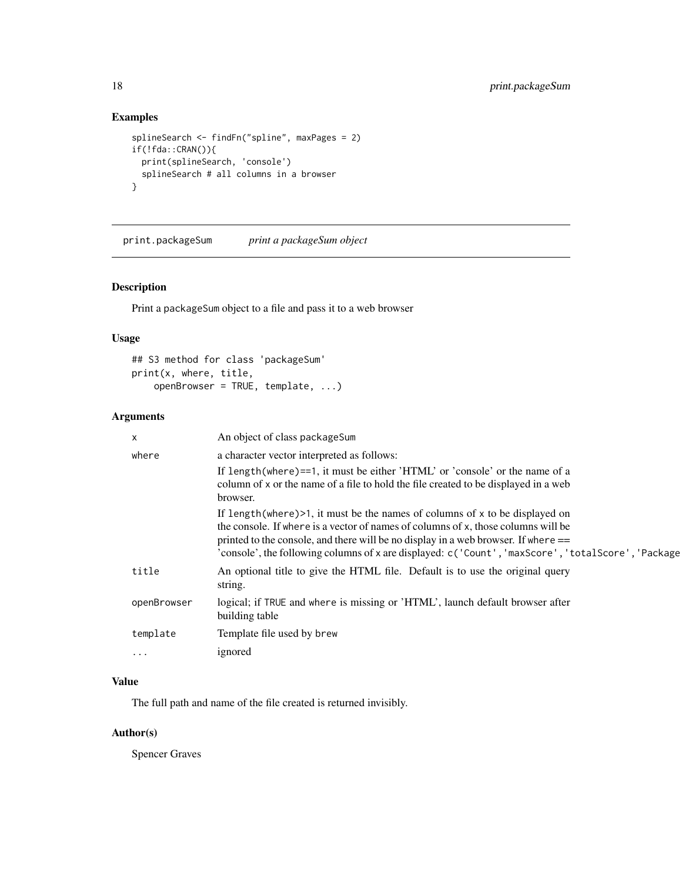## Examples

```
splineSearch <- findFn("spline", maxPages = 2)
if(!fda::CRAN()){
  print(splineSearch, 'console')
  splineSearch # all columns in a browser
}
```

---

# print.packageSum *print a packageSum object*

---

## Description

Print a packageSum object to a file and pass it to a web browser

## Usage

```
## S3 method for class 'packageSum'
print(x, where, title,
    openBrowser = TRUE, template, ...)
```

## Arguments

| | |
|---|---|
| x | An object of class packageSum |
| where | a character vector interpreted as follows:<br>If length(where)==1, it must be either 'HTML' or 'console' or the name of a column of x or the name of a file to hold the file created to be displayed in a web browser.<br>If length(where)>1, it must be the names of columns of x to be displayed on the console. If where is a vector of names of columns of x, those columns will be printed to the console, and there will be no display in a web browser. If where == 'console', the following columns of x are displayed: c('Count','maxScore','totalScore','Package |
| title | An optional title to give the HTML file. Default is to use the original query string. |
| openBrowser | logical; if TRUE and where is missing or 'HTML', launch default browser after building table |
| template | Template file used by brew |
| ... | ignored |

## Value

The full path and name of the file created is returned invisibly.

## Author(s)

Spencer Graves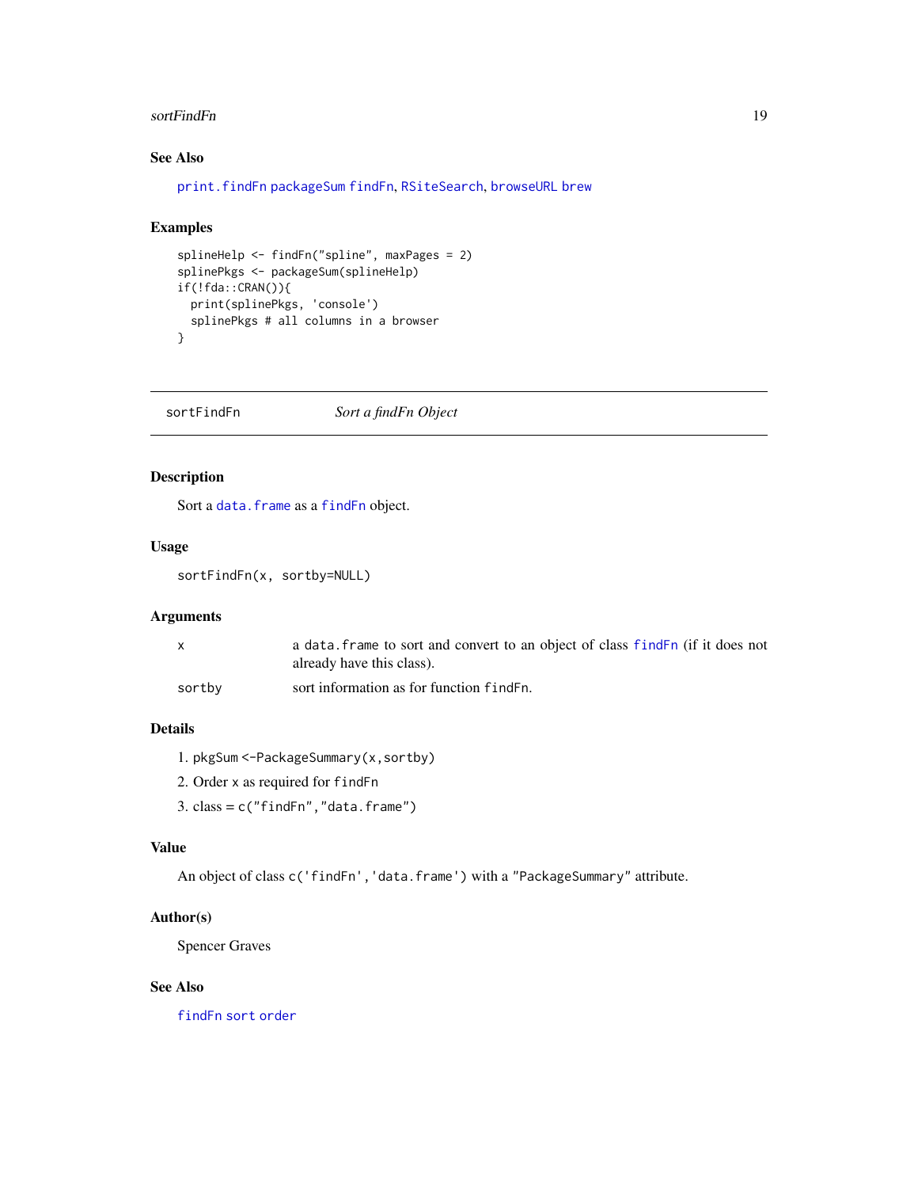### See Also

print.findFn packageSum findFn, RSiteSearch, browseURL brew

### Examples

```
splineHelp <- findFn("spline", maxPages = 2)
splinePkgs <- packageSum(splineHelp)
if(!fda::CRAN()){
  print(splinePkgs, 'console')
  splinePkgs # all columns in a browser
}
```

---

## sortFindFn — *Sort a findFn Object*

---

### Description

Sort a data.frame as a findFn object.

### Usage

```
sortFindFn(x, sortby=NULL)
```

### Arguments

| | |
|---|---|
| x | a data.frame to sort and convert to an object of class findFn (if it does not already have this class). |
| sortby | sort information as for function findFn. |

### Details

1. pkgSum <-PackageSummary(x,sortby)
2. Order x as required for findFn
3. class = c("findFn","data.frame")

### Value

An object of class c('findFn','data.frame') with a "PackageSummary" attribute.

### Author(s)

Spencer Graves

### See Also

findFn sort order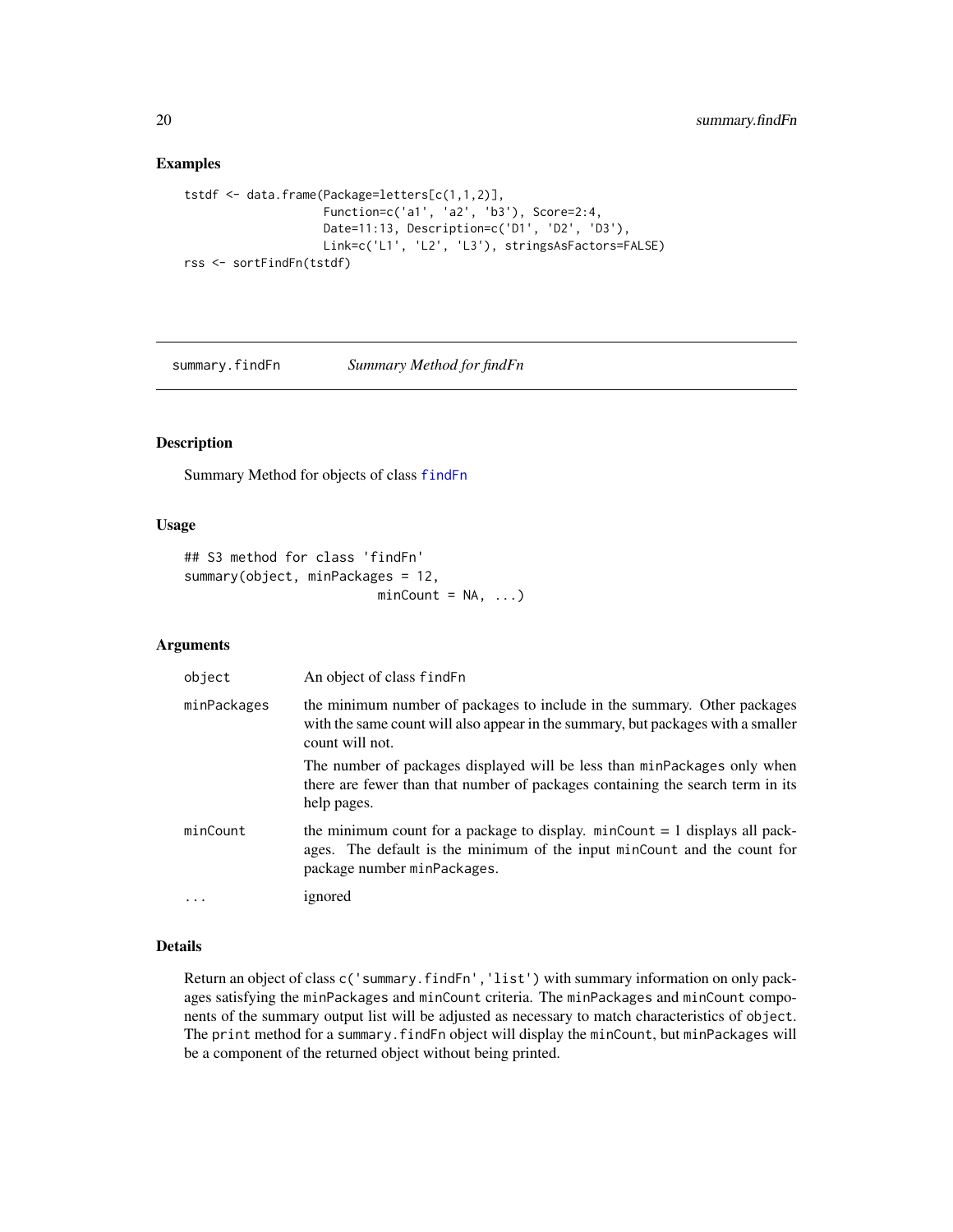## Examples

```
tstdf <- data.frame(Package=letters[c(1,1,2)],
                    Function=c('a1', 'a2', 'b3'), Score=2:4,
                    Date=11:13, Description=c('D1', 'D2', 'D3'),
                    Link=c('L1', 'L2', 'L3'), stringsAsFactors=FALSE)
rss <- sortFindFn(tstdf)
```

---

# summary.findFn    *Summary Method for findFn*

---

## Description

Summary Method for objects of class findFn

## Usage

```
## S3 method for class 'findFn'
summary(object, minPackages = 12,
                        minCount = NA, ...)
```

## Arguments

| | |
|---|---|
| object | An object of class findFn |
| minPackages | the minimum number of packages to include in the summary. Other packages with the same count will also appear in the summary, but packages with a smaller count will not.<br><br>The number of packages displayed will be less than minPackages only when there are fewer than that number of packages containing the search term in its help pages. |
| minCount | the minimum count for a package to display. minCount = 1 displays all packages. The default is the minimum of the input minCount and the count for package number minPackages. |
| ... | ignored |

## Details

Return an object of class c('summary.findFn','list') with summary information on only packages satisfying the minPackages and minCount criteria. The minPackages and minCount components of the summary output list will be adjusted as necessary to match characteristics of object. The print method for a summary.findFn object will display the minCount, but minPackages will be a component of the returned object without being printed.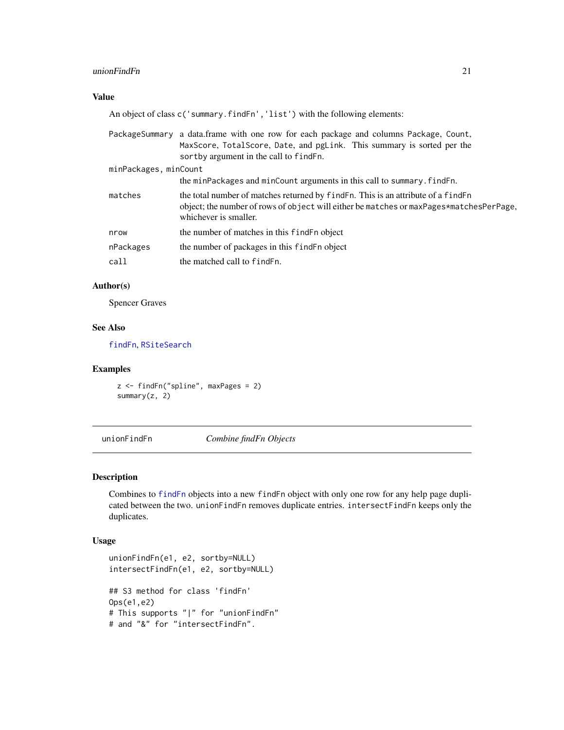### Value

An object of class `c('summary.findFn','list')` with the following elements:

- **PackageSummary**: a data.frame with one row for each package and columns `Package`, `Count`, `MaxScore`, `TotalScore`, `Date`, and `pgLink`. This summary is sorted per the `sortby` argument in the call to `findFn`.
- **minPackages, minCount**: the `minPackages` and `minCount` arguments in this call to `summary.findFn`.
- **matches**: the total number of matches returned by `findFn`. This is an attribute of a `findFn` object; the number of rows of `object` will either be `matches` or `maxPages*matchesPerPage`, whichever is smaller.
- **nrow**: the number of matches in this `findFn` object
- **nPackages**: the number of packages in this `findFn` object
- **call**: the matched call to `findFn`.

### Author(s)

Spencer Graves

### See Also

`findFn`, `RSiteSearch`

### Examples

```
z <- findFn("spline", maxPages = 2)
summary(z, 2)
```

---

## unionFindFn — *Combine findFn Objects*

---

### Description

Combines to `findFn` objects into a new `findFn` object with only one row for any help page duplicated between the two. `unionFindFn` removes duplicate entries. `intersectFindFn` keeps only the duplicates.

### Usage

```
unionFindFn(e1, e2, sortby=NULL)
intersectFindFn(e1, e2, sortby=NULL)

## S3 method for class 'findFn'
Ops(e1,e2)
# This supports "|" for "unionFindFn"
# and "&" for "intersectFindFn".
```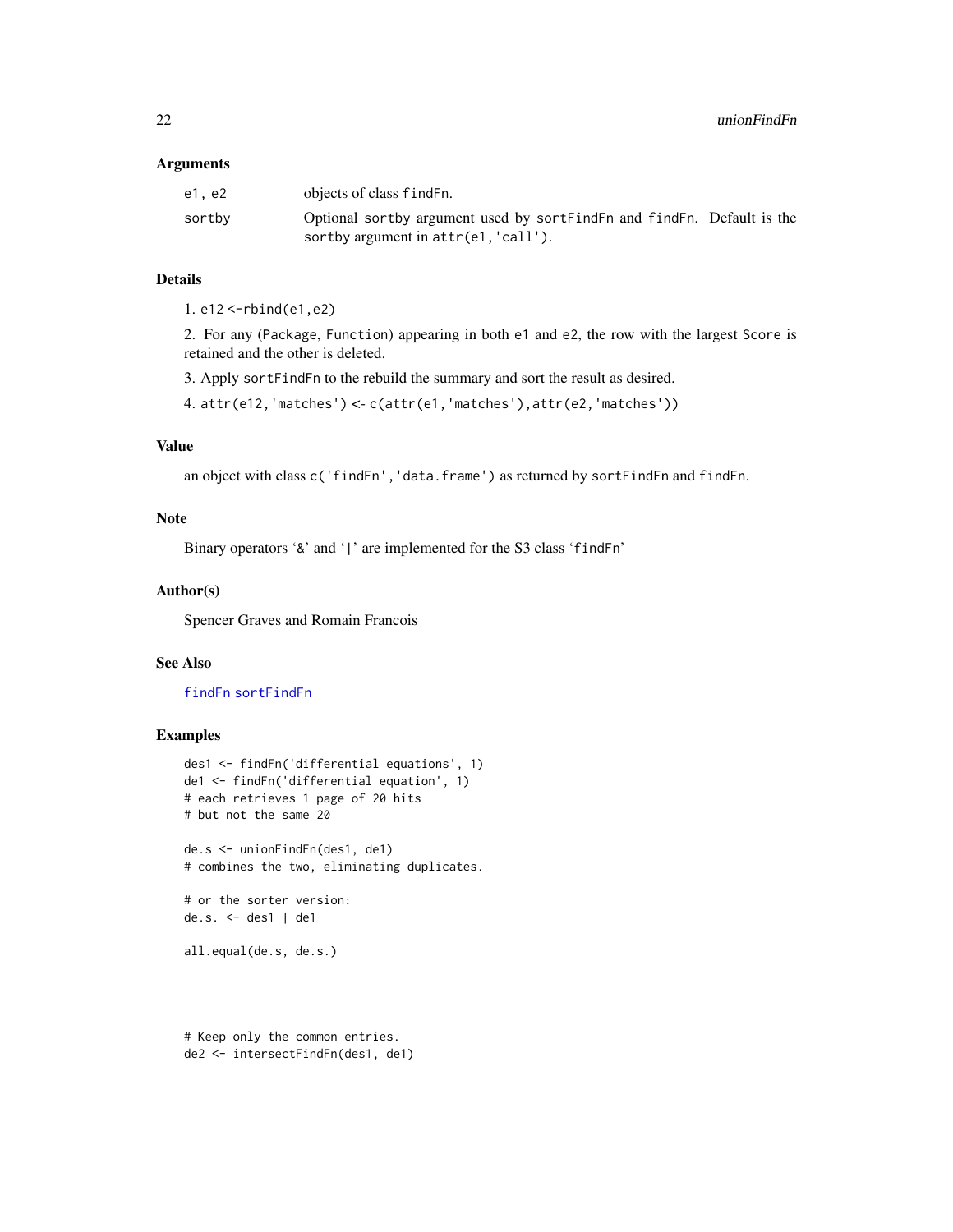### Arguments

| | |
|---|---|
| `e1, e2` | objects of class `findFn`. |
| `sortby` | Optional `sortby` argument used by `sortFindFn` and `findFn`. Default is the `sortby` argument in `attr(e1,'call')`. |

### Details

1. `e12 <-rbind(e1,e2)`

2. For any (`Package`, `Function`) appearing in both `e1` and `e2`, the row with the largest `Score` is retained and the other is deleted.

3. Apply `sortFindFn` to the rebuild the summary and sort the result as desired.

4. `attr(e12,'matches') <- c(attr(e1,'matches'),attr(e2,'matches'))`

### Value

an object with class `c('findFn','data.frame')` as returned by `sortFindFn` and `findFn`.

### Note

Binary operators '&' and '|' are implemented for the S3 class 'findFn'

### Author(s)

Spencer Graves and Romain Francois

### See Also

`findFn` `sortFindFn`

### Examples

```
des1 <- findFn('differential equations', 1)
de1 <- findFn('differential equation', 1)
# each retrieves 1 page of 20 hits
# but not the same 20

de.s <- unionFindFn(des1, de1)
# combines the two, eliminating duplicates.

# or the sorter version:
de.s. <- des1 | de1

all.equal(de.s, de.s.)




# Keep only the common entries.
de2 <- intersectFindFn(des1, de1)
```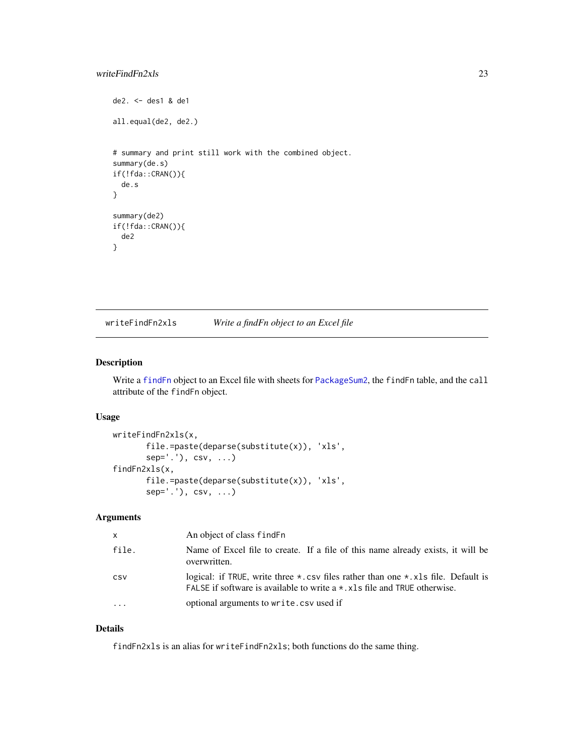```
de2. <- des1 & de1

all.equal(de2, de2.)


# summary and print still work with the combined object.
summary(de.s)
if(!fda::CRAN()){
  de.s
}

summary(de2)
if(!fda::CRAN()){
  de2
}
```

---

## writeFindFn2xls — *Write a findFn object to an Excel file*

### Description

Write a findFn object to an Excel file with sheets for PackageSum2, the `findFn` table, and the `call` attribute of the `findFn` object.

### Usage

```
writeFindFn2xls(x,
       file.=paste(deparse(substitute(x)), 'xls',
       sep='.'), csv, ...)
findFn2xls(x,
       file.=paste(deparse(substitute(x)), 'xls',
       sep='.'), csv, ...)
```

### Arguments

| | |
|---|---|
| `x` | An object of class `findFn` |
| `file.` | Name of Excel file to create. If a file of this name already exists, it will be overwritten. |
| `csv` | logical: if `TRUE`, write three `*.csv` files rather than one `*.xls` file. Default is `FALSE` if software is available to write a `*.xls` file and `TRUE` otherwise. |
| `...` | optional arguments to `write.csv` used if |

### Details

`findFn2xls` is an alias for `writeFindFn2xls`; both functions do the same thing.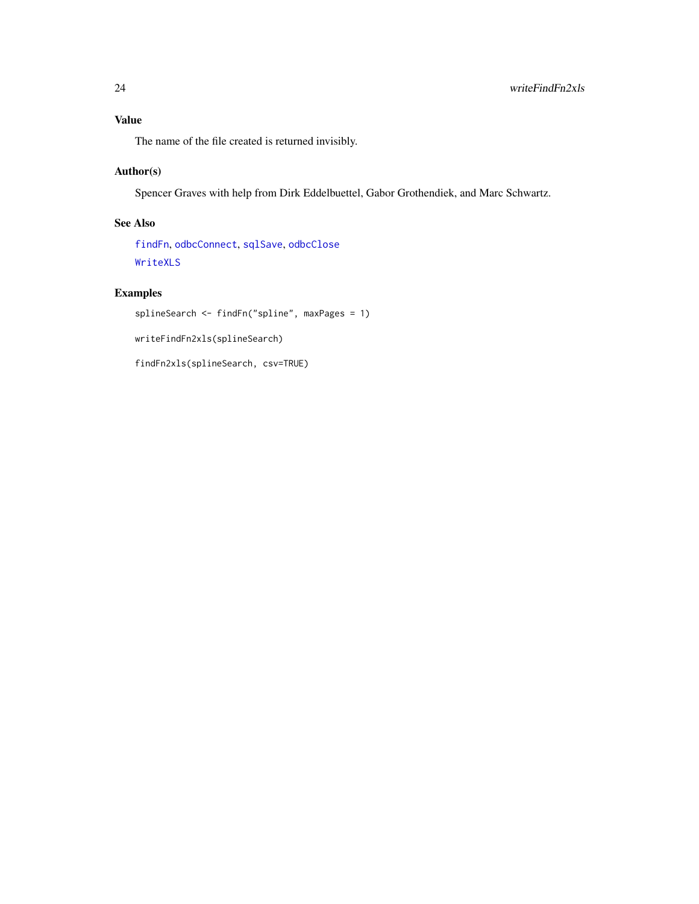## Value

The name of the file created is returned invisibly.

## Author(s)

Spencer Graves with help from Dirk Eddelbuettel, Gabor Grothendiek, and Marc Schwartz.

## See Also

findFn, odbcConnect, sqlSave, odbcClose
WriteXLS

## Examples

```
splineSearch <- findFn("spline", maxPages = 1)

writeFindFn2xls(splineSearch)

findFn2xls(splineSearch, csv=TRUE)
```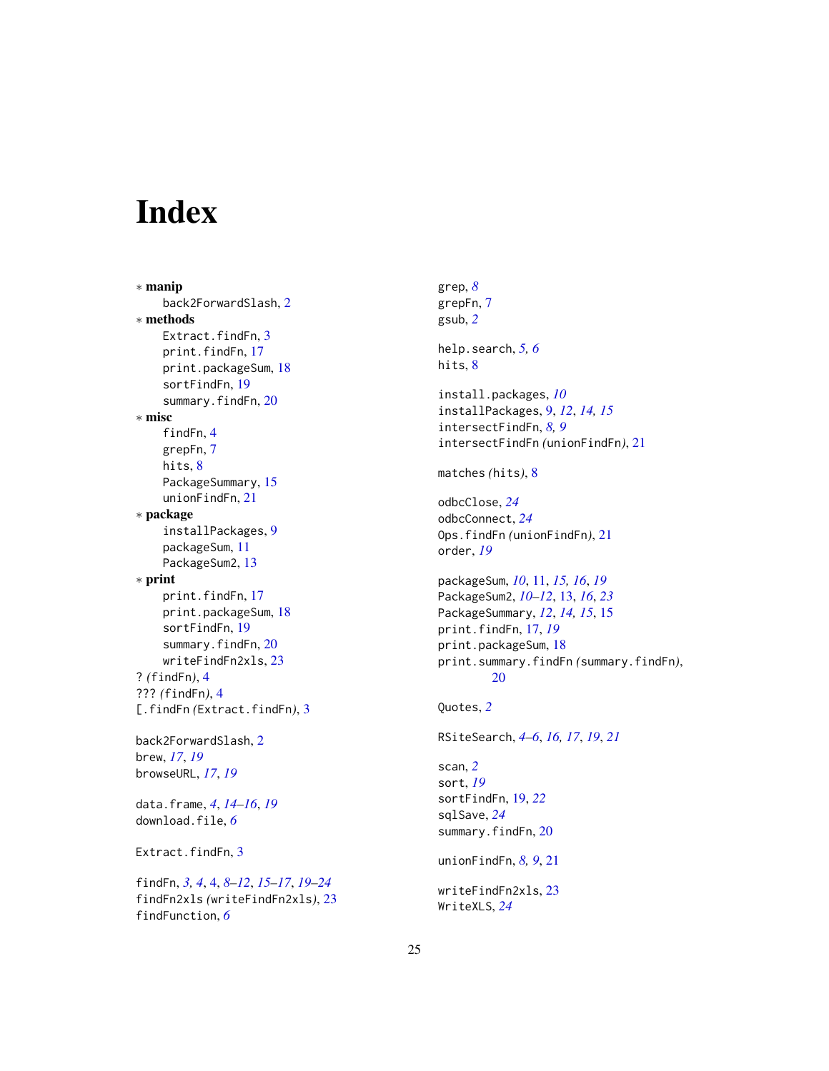# Index

∗ **manip**
  back2ForwardSlash, 2
∗ **methods**
  Extract.findFn, 3
  print.findFn, 17
  print.packageSum, 18
  sortFindFn, 19
  summary.findFn, 20
∗ **misc**
  findFn, 4
  grepFn, 7
  hits, 8
  PackageSummary, 15
  unionFindFn, 21
∗ **package**
  installPackages, 9
  packageSum, 11
  PackageSum2, 13
∗ **print**
  print.findFn, 17
  print.packageSum, 18
  sortFindFn, 19
  summary.findFn, 20
  writeFindFn2xls, 23
? *(*findFn*)*, 4
??? *(*findFn*)*, 4
[.findFn *(*Extract.findFn*)*, 3

back2ForwardSlash, 2
brew, *17*, *19*
browseURL, *17*, *19*

data.frame, *4*, *14–16*, *19*
download.file, *6*

Extract.findFn, 3

findFn, *3, 4*, 4, *8–12*, *15–17*, *19–24*
findFn2xls *(*writeFindFn2xls*)*, 23
findFunction, *6*

grep, *8*
grepFn, 7
gsub, *2*

help.search, *5, 6*
hits, 8

install.packages, *10*
installPackages, 9, *12*, *14, 15*
intersectFindFn, *8, 9*
intersectFindFn *(*unionFindFn*)*, 21

matches *(*hits*)*, 8

odbcClose, *24*
odbcConnect, *24*
Ops.findFn *(*unionFindFn*)*, 21
order, *19*

packageSum, *10*, 11, *15, 16*, *19*
PackageSum2, *10–12*, 13, *16*, *23*
PackageSummary, *12*, *14, 15*, 15
print.findFn, 17, *19*
print.packageSum, 18
print.summary.findFn *(*summary.findFn*)*, 20

Quotes, *2*

RSiteSearch, *4–6*, *16, 17*, *19*, *21*

scan, *2*
sort, *19*
sortFindFn, 19, *22*
sqlSave, *24*
summary.findFn, 20

unionFindFn, *8, 9*, 21

writeFindFn2xls, 23
WriteXLS, *24*